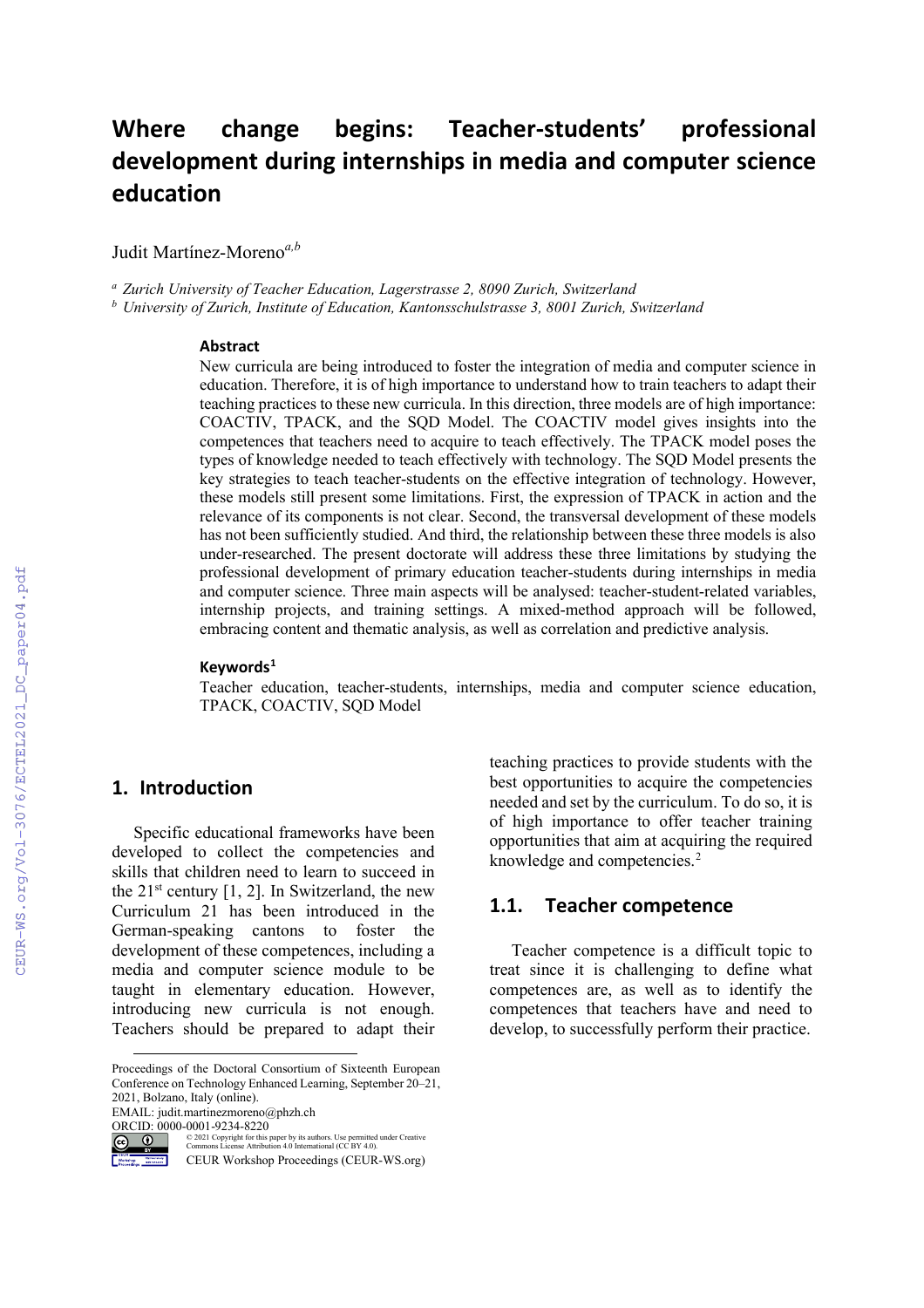# Where change begins: Teacher-students' professional development during internships in media and computer science education

Judit Martínez-Moreno[a,b]

[a] *Zurich University of Teacher Education, Lagerstrasse 2, 8090 Zurich, Switzerland*
[b] *University of Zurich, Institute of Education, Kantonsschulstrasse 3, 8001 Zurich, Switzerland*

### Abstract

New curricula are being introduced to foster the integration of media and computer science in education. Therefore, it is of high importance to understand how to train teachers to adapt their teaching practices to these new curricula. In this direction, three models are of high importance: COACTIV, TPACK, and the SQD Model. The COACTIV model gives insights into the competences that teachers need to acquire to teach effectively. The TPACK model poses the types of knowledge needed to teach effectively with technology. The SQD Model presents the key strategies to teach teacher-students on the effective integration of technology. However, these models still present some limitations. First, the expression of TPACK in action and the relevance of its components is not clear. Second, the transversal development of these models has not been sufficiently studied. And third, the relationship between these three models is also under-researched. The present doctorate will address these three limitations by studying the professional development of primary education teacher-students during internships in media and computer science. Three main aspects will be analysed: teacher-student-related variables, internship projects, and training settings. A mixed-method approach will be followed, embracing content and thematic analysis, as well as correlation and predictive analysis.

### Keywords[1]

Teacher education, teacher-students, internships, media and computer science education, TPACK, COACTIV, SQD Model

## 1. Introduction

Specific educational frameworks have been developed to collect the competencies and skills that children need to learn to succeed in the 21st century [1, 2]. In Switzerland, the new Curriculum 21 has been introduced in the German-speaking cantons to foster the development of these competences, including a media and computer science module to be taught in elementary education. However, introducing new curricula is not enough. Teachers should be prepared to adapt their teaching practices to provide students with the best opportunities to acquire the competencies needed and set by the curriculum. To do so, it is of high importance to offer teacher training opportunities that aim at acquiring the required knowledge and competencies.[2]

## 1.1. Teacher competence

Teacher competence is a difficult topic to treat since it is challenging to define what competences are, as well as to identify the competences that teachers have and need to develop, to successfully perform their practice.

Proceedings of the Doctoral Consortium of Sixteenth European Conference on Technology Enhanced Learning, September 20–21, 2021, Bolzano, Italy (online).
EMAIL: judit.martinezmoreno@phzh.ch
ORCID: 0000-0001-9234-8220
© 2021 Copyright for this paper by its authors. Use permitted under Creative Commons License Attribution 4.0 International (CC BY 4.0).
CEUR Workshop Proceedings (CEUR-WS.org)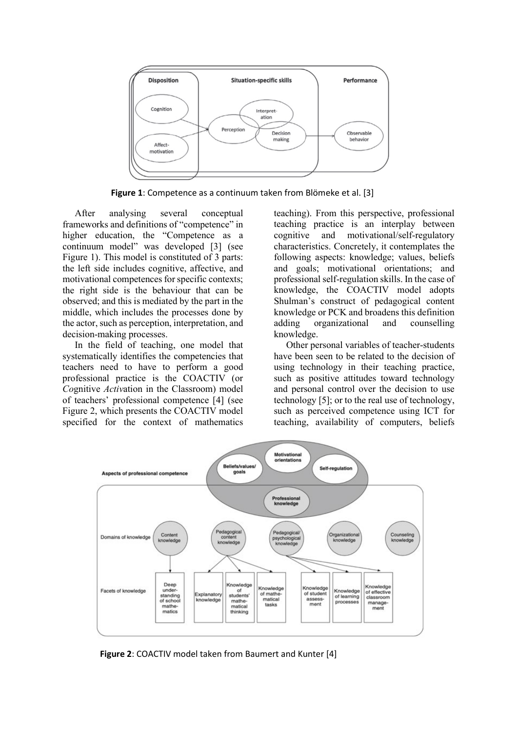**Figure 1**: Competence as a continuum taken from Blömeke et al. [3]

After analysing several conceptual frameworks and definitions of "competence" in higher education, the "Competence as a continuum model" was developed [3] (see Figure 1). This model is constituted of 3 parts: the left side includes cognitive, affective, and motivational competences for specific contexts; the right side is the behaviour that can be observed; and this is mediated by the part in the middle, which includes the processes done by the actor, such as perception, interpretation, and decision-making processes.

In the field of teaching, one model that systematically identifies the competencies that teachers need to have to perform a good professional practice is the COACTIV (or *Co*gnitive *Activ*ation in the Classroom) model of teachers' professional competence [4] (see Figure 2, which presents the COACTIV model specified for the context of mathematics teaching). From this perspective, professional teaching practice is an interplay between cognitive and motivational/self-regulatory characteristics. Concretely, it contemplates the following aspects: knowledge; values, beliefs and goals; motivational orientations; and professional self-regulation skills. In the case of knowledge, the COACTIV model adopts Shulman's construct of pedagogical content knowledge or PCK and broadens this definition adding organizational and counselling knowledge.

Other personal variables of teacher-students have been seen to be related to the decision of using technology in their teaching practice, such as positive attitudes toward technology and personal control over the decision to use technology [5]; or to the real use of technology, such as perceived competence using ICT for teaching, availability of computers, beliefs

**Figure 2**: COACTIV model taken from Baumert and Kunter [4]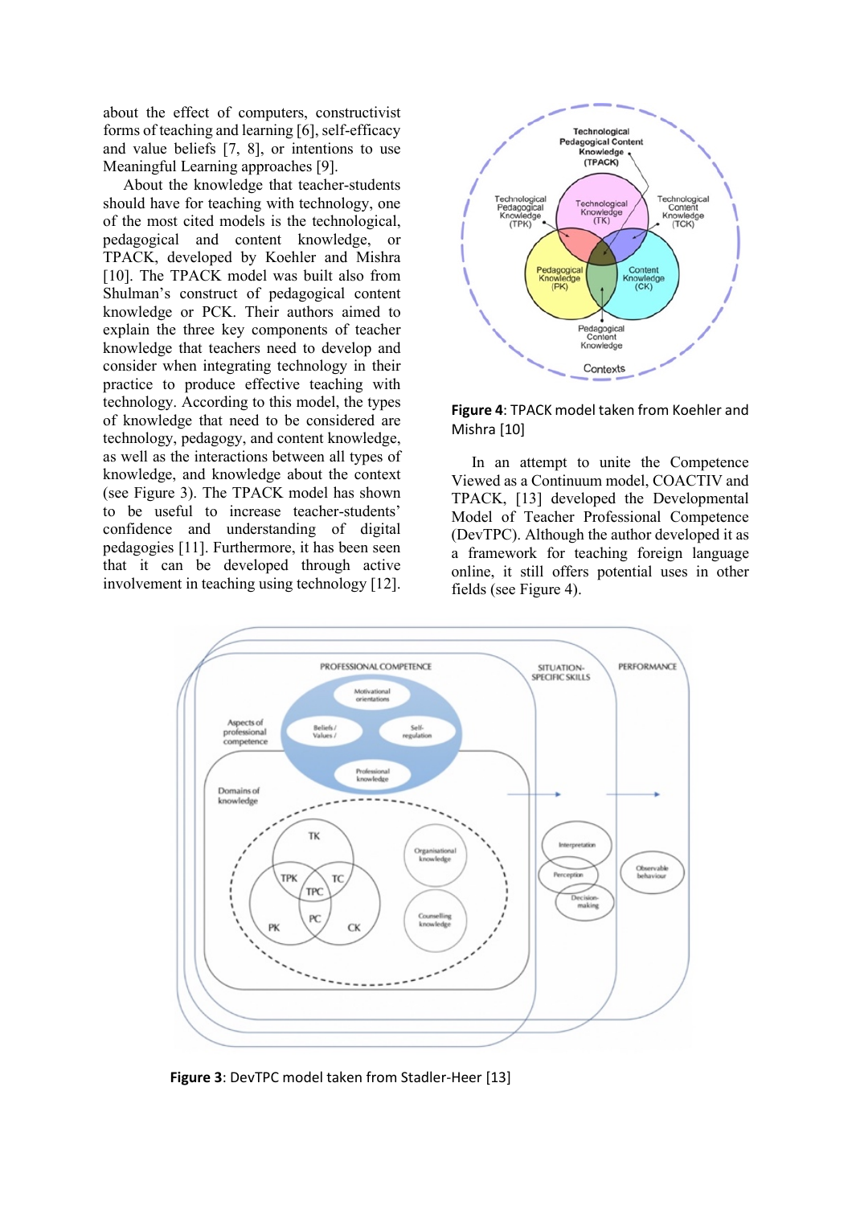about the effect of computers, constructivist forms of teaching and learning [6], self-efficacy and value beliefs [7, 8], or intentions to use Meaningful Learning approaches [9].

About the knowledge that teacher-students should have for teaching with technology, one of the most cited models is the technological, pedagogical and content knowledge, or TPACK, developed by Koehler and Mishra [10]. The TPACK model was built also from Shulman's construct of pedagogical content knowledge or PCK. Their authors aimed to explain the three key components of teacher knowledge that teachers need to develop and consider when integrating technology in their practice to produce effective teaching with technology. According to this model, the types of knowledge that need to be considered are technology, pedagogy, and content knowledge, as well as the interactions between all types of knowledge, and knowledge about the context (see Figure 3). The TPACK model has shown to be useful to increase teacher-students' confidence and understanding of digital pedagogies [11]. Furthermore, it has been seen that it can be developed through active involvement in teaching using technology [12].

**Figure 4**: TPACK model taken from Koehler and Mishra [10]

In an attempt to unite the Competence Viewed as a Continuum model, COACTIV and TPACK, [13] developed the Developmental Model of Teacher Professional Competence (DevTPC). Although the author developed it as a framework for teaching foreign language online, it still offers potential uses in other fields (see Figure 4).

**Figure 3**: DevTPC model taken from Stadler-Heer [13]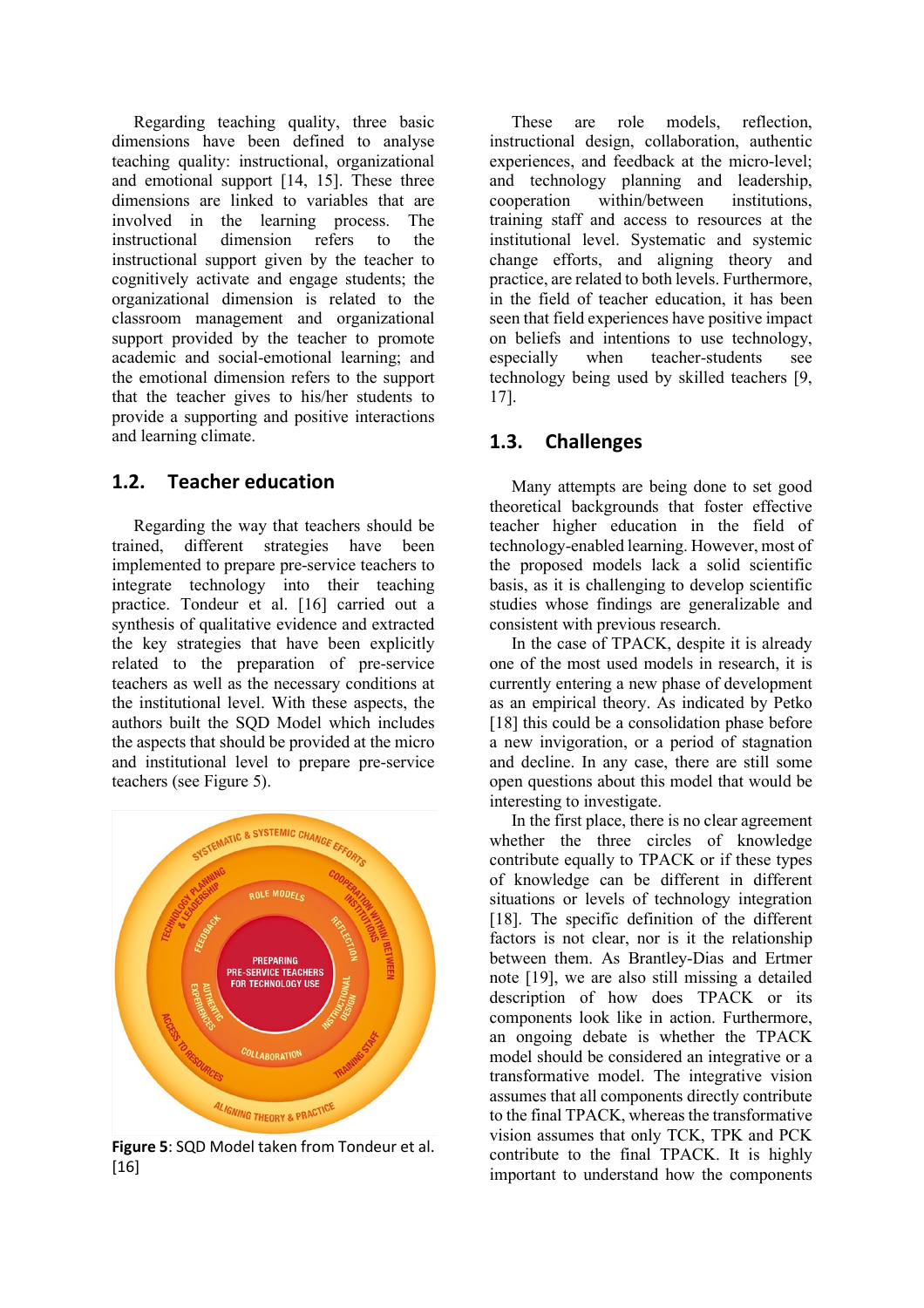Regarding teaching quality, three basic dimensions have been defined to analyse teaching quality: instructional, organizational and emotional support [14, 15]. These three dimensions are linked to variables that are involved in the learning process. The instructional dimension refers to the instructional support given by the teacher to cognitively activate and engage students; the organizational dimension is related to the classroom management and organizational support provided by the teacher to promote academic and social-emotional learning; and the emotional dimension refers to the support that the teacher gives to his/her students to provide a supporting and positive interactions and learning climate.

## 1.2. Teacher education

Regarding the way that teachers should be trained, different strategies have been implemented to prepare pre-service teachers to integrate technology into their teaching practice. Tondeur et al. [16] carried out a synthesis of qualitative evidence and extracted the key strategies that have been explicitly related to the preparation of pre-service teachers as well as the necessary conditions at the institutional level. With these aspects, the authors built the SQD Model which includes the aspects that should be provided at the micro and institutional level to prepare pre-service teachers (see Figure 5).

**Figure 5**: SQD Model taken from Tondeur et al. [16]

These are role models, reflection, instructional design, collaboration, authentic experiences, and feedback at the micro-level; and technology planning and leadership, cooperation within/between institutions, training staff and access to resources at the institutional level. Systematic and systemic change efforts, and aligning theory and practice, are related to both levels. Furthermore, in the field of teacher education, it has been seen that field experiences have positive impact on beliefs and intentions to use technology, especially when teacher-students see technology being used by skilled teachers [9, 17].

## 1.3. Challenges

Many attempts are being done to set good theoretical backgrounds that foster effective teacher higher education in the field of technology-enabled learning. However, most of the proposed models lack a solid scientific basis, as it is challenging to develop scientific studies whose findings are generalizable and consistent with previous research.

In the case of TPACK, despite it is already one of the most used models in research, it is currently entering a new phase of development as an empirical theory. As indicated by Petko [18] this could be a consolidation phase before a new invigoration, or a period of stagnation and decline. In any case, there are still some open questions about this model that would be interesting to investigate.

In the first place, there is no clear agreement whether the three circles of knowledge contribute equally to TPACK or if these types of knowledge can be different in different situations or levels of technology integration [18]. The specific definition of the different factors is not clear, nor is it the relationship between them. As Brantley-Dias and Ertmer note [19], we are also still missing a detailed description of how does TPACK or its components look like in action. Furthermore, an ongoing debate is whether the TPACK model should be considered an integrative or a transformative model. The integrative vision assumes that all components directly contribute to the final TPACK, whereas the transformative vision assumes that only TCK, TPK and PCK contribute to the final TPACK. It is highly important to understand how the components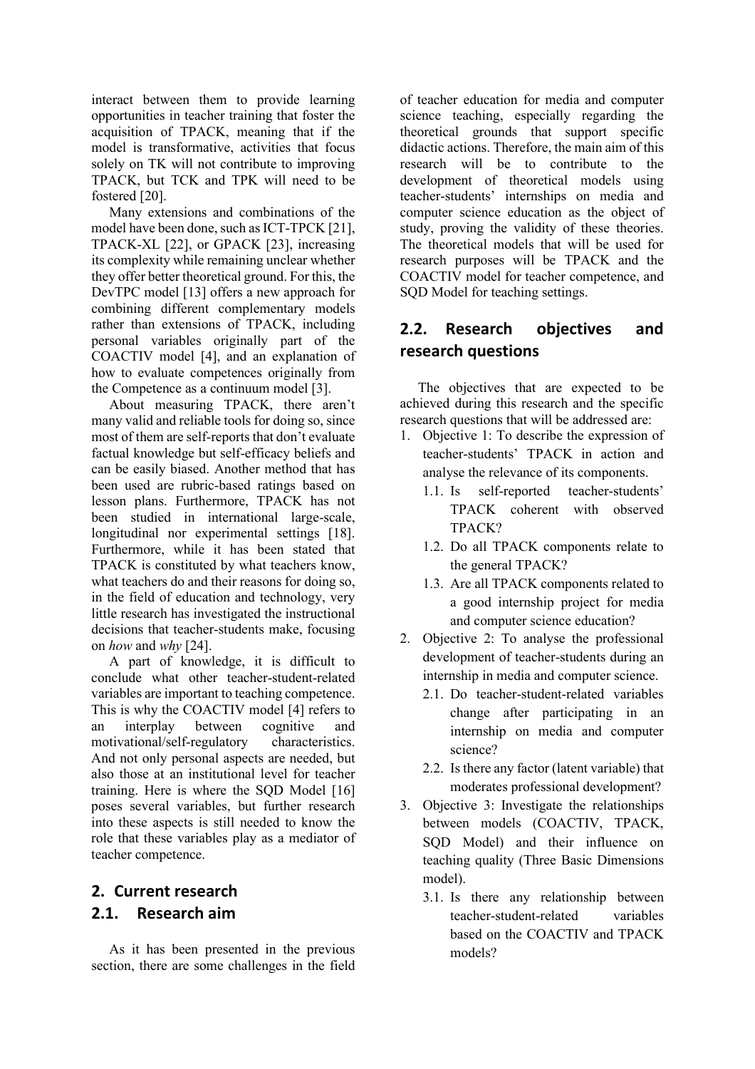interact between them to provide learning opportunities in teacher training that foster the acquisition of TPACK, meaning that if the model is transformative, activities that focus solely on TK will not contribute to improving TPACK, but TCK and TPK will need to be fostered [20].

Many extensions and combinations of the model have been done, such as ICT-TPCK [21], TPACK-XL [22], or GPACK [23], increasing its complexity while remaining unclear whether they offer better theoretical ground. For this, the DevTPC model [13] offers a new approach for combining different complementary models rather than extensions of TPACK, including personal variables originally part of the COACTIV model [4], and an explanation of how to evaluate competences originally from the Competence as a continuum model [3].

About measuring TPACK, there aren't many valid and reliable tools for doing so, since most of them are self-reports that don't evaluate factual knowledge but self-efficacy beliefs and can be easily biased. Another method that has been used are rubric-based ratings based on lesson plans. Furthermore, TPACK has not been studied in international large-scale, longitudinal nor experimental settings [18]. Furthermore, while it has been stated that TPACK is constituted by what teachers know, what teachers do and their reasons for doing so, in the field of education and technology, very little research has investigated the instructional decisions that teacher-students make, focusing on *how* and *why* [24].

A part of knowledge, it is difficult to conclude what other teacher-student-related variables are important to teaching competence. This is why the COACTIV model [4] refers to an interplay between cognitive and motivational/self-regulatory characteristics. And not only personal aspects are needed, but also those at an institutional level for teacher training. Here is where the SQD Model [16] poses several variables, but further research into these aspects is still needed to know the role that these variables play as a mediator of teacher competence.

## 2. Current research

### 2.1. Research aim

As it has been presented in the previous section, there are some challenges in the field of teacher education for media and computer science teaching, especially regarding the theoretical grounds that support specific didactic actions. Therefore, the main aim of this research will be to contribute to the development of theoretical models using teacher-students' internships on media and computer science education as the object of study, proving the validity of these theories. The theoretical models that will be used for research purposes will be TPACK and the COACTIV model for teacher competence, and SQD Model for teaching settings.

### 2.2. Research objectives and research questions

The objectives that are expected to be achieved during this research and the specific research questions that will be addressed are:

1. Objective 1: To describe the expression of teacher-students' TPACK in action and analyse the relevance of its components.
   1.1. Is self-reported teacher-students' TPACK coherent with observed TPACK?
   1.2. Do all TPACK components relate to the general TPACK?
   1.3. Are all TPACK components related to a good internship project for media and computer science education?
2. Objective 2: To analyse the professional development of teacher-students during an internship in media and computer science.
   2.1. Do teacher-student-related variables change after participating in an internship on media and computer science?
   2.2. Is there any factor (latent variable) that moderates professional development?
3. Objective 3: Investigate the relationships between models (COACTIV, TPACK, SQD Model) and their influence on teaching quality (Three Basic Dimensions model).
   3.1. Is there any relationship between teacher-student-related variables based on the COACTIV and TPACK models?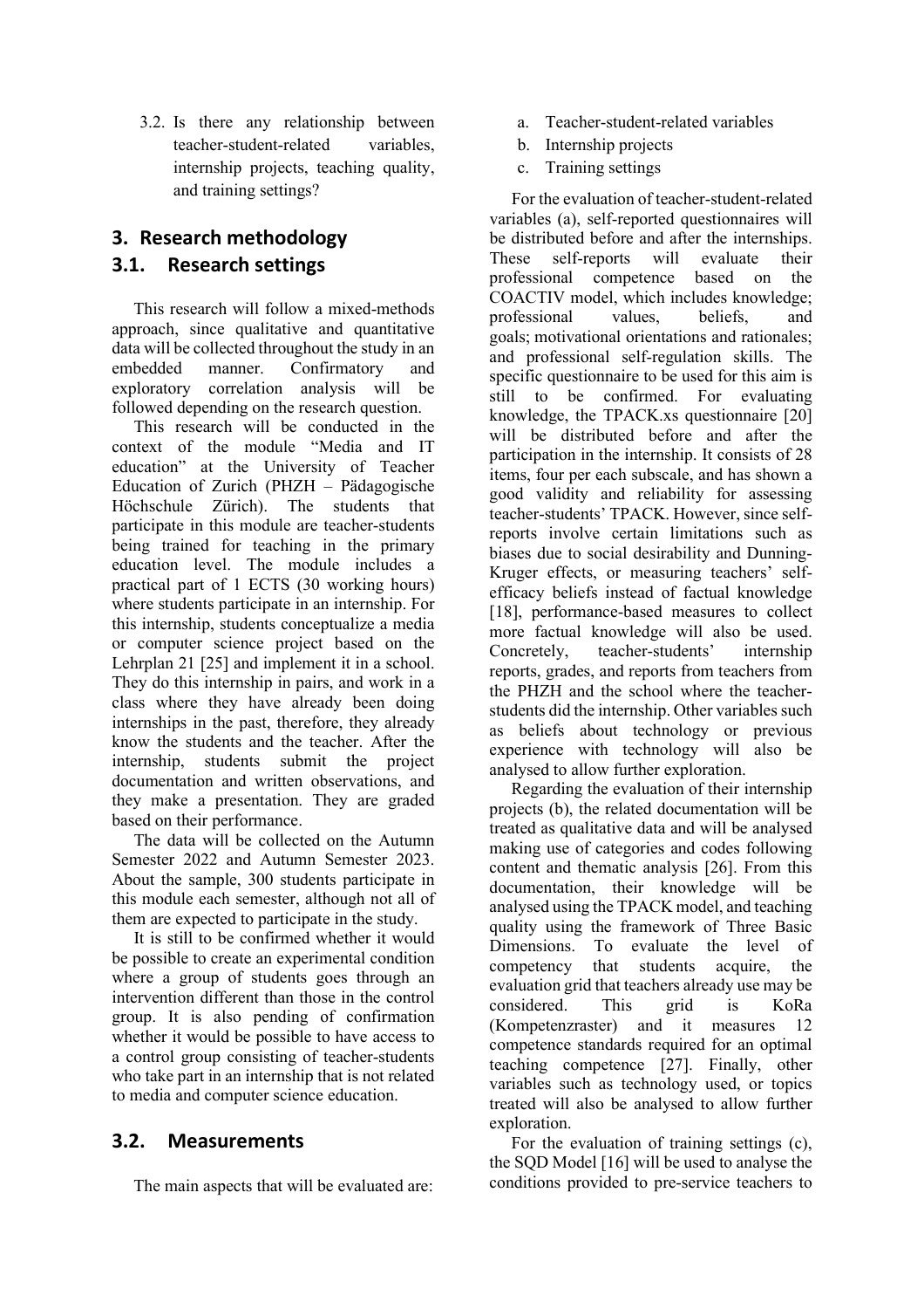3.2. Is there any relationship between teacher-student-related variables, internship projects, teaching quality, and training settings?

## 3. Research methodology

### 3.1. Research settings

This research will follow a mixed-methods approach, since qualitative and quantitative data will be collected throughout the study in an embedded manner. Confirmatory and exploratory correlation analysis will be followed depending on the research question.

This research will be conducted in the context of the module "Media and IT education" at the University of Teacher Education of Zurich (PHZH – Pädagogische Höchschule Zürich). The students that participate in this module are teacher-students being trained for teaching in the primary education level. The module includes a practical part of 1 ECTS (30 working hours) where students participate in an internship. For this internship, students conceptualize a media or computer science project based on the Lehrplan 21 [25] and implement it in a school. They do this internship in pairs, and work in a class where they have already been doing internships in the past, therefore, they already know the students and the teacher. After the internship, students submit the project documentation and written observations, and they make a presentation. They are graded based on their performance.

The data will be collected on the Autumn Semester 2022 and Autumn Semester 2023. About the sample, 300 students participate in this module each semester, although not all of them are expected to participate in the study.

It is still to be confirmed whether it would be possible to create an experimental condition where a group of students goes through an intervention different than those in the control group. It is also pending of confirmation whether it would be possible to have access to a control group consisting of teacher-students who take part in an internship that is not related to media and computer science education.

### 3.2. Measurements

The main aspects that will be evaluated are:

a. Teacher-student-related variables
b. Internship projects
c. Training settings

For the evaluation of teacher-student-related variables (a), self-reported questionnaires will be distributed before and after the internships. These self-reports will evaluate their professional competence based on the COACTIV model, which includes knowledge; professional values, beliefs, and goals; motivational orientations and rationales; and professional self-regulation skills. The specific questionnaire to be used for this aim is still to be confirmed. For evaluating knowledge, the TPACK.xs questionnaire [20] will be distributed before and after the participation in the internship. It consists of 28 items, four per each subscale, and has shown a good validity and reliability for assessing teacher-students' TPACK. However, since self-reports involve certain limitations such as biases due to social desirability and Dunning-Kruger effects, or measuring teachers' self-efficacy beliefs instead of factual knowledge [18], performance-based measures to collect more factual knowledge will also be used. Concretely, teacher-students' internship reports, grades, and reports from teachers from the PHZH and the school where the teacher-students did the internship. Other variables such as beliefs about technology or previous experience with technology will also be analysed to allow further exploration.

Regarding the evaluation of their internship projects (b), the related documentation will be treated as qualitative data and will be analysed making use of categories and codes following content and thematic analysis [26]. From this documentation, their knowledge will be analysed using the TPACK model, and teaching quality using the framework of Three Basic Dimensions. To evaluate the level of competency that students acquire, the evaluation grid that teachers already use may be considered. This grid is KoRa (Kompetenzraster) and it measures 12 competence standards required for an optimal teaching competence [27]. Finally, other variables such as technology used, or topics treated will also be analysed to allow further exploration.

For the evaluation of training settings (c), the SQD Model [16] will be used to analyse the conditions provided to pre-service teachers to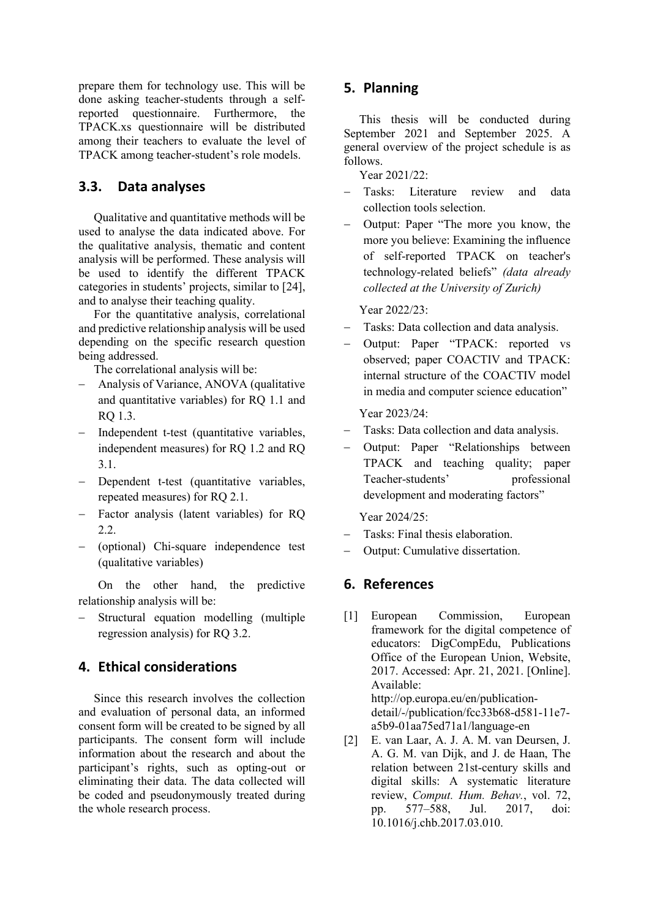prepare them for technology use. This will be done asking teacher-students through a self-reported questionnaire. Furthermore, the TPACK.xs questionnaire will be distributed among their teachers to evaluate the level of TPACK among teacher-student's role models.

### 3.3. Data analyses

Qualitative and quantitative methods will be used to analyse the data indicated above. For the qualitative analysis, thematic and content analysis will be performed. These analysis will be used to identify the different TPACK categories in students' projects, similar to [24], and to analyse their teaching quality.

For the quantitative analysis, correlational and predictive relationship analysis will be used depending on the specific research question being addressed.

The correlational analysis will be:

- Analysis of Variance, ANOVA (qualitative and quantitative variables) for RQ 1.1 and RQ 1.3.
- Independent t-test (quantitative variables, independent measures) for RQ 1.2 and RQ 3.1.
- Dependent t-test (quantitative variables, repeated measures) for RQ 2.1.
- Factor analysis (latent variables) for RQ 2.2.
- (optional) Chi-square independence test (qualitative variables)

On the other hand, the predictive relationship analysis will be:

- Structural equation modelling (multiple regression analysis) for RQ 3.2.

## 4. Ethical considerations

Since this research involves the collection and evaluation of personal data, an informed consent form will be created to be signed by all participants. The consent form will include information about the research and about the participant's rights, such as opting-out or eliminating their data. The data collected will be coded and pseudonymously treated during the whole research process.

## 5. Planning

This thesis will be conducted during September 2021 and September 2025. A general overview of the project schedule is as follows.

Year 2021/22:

- Tasks: Literature review and data collection tools selection.
- Output: Paper "The more you know, the more you believe: Examining the influence of self-reported TPACK on teacher's technology-related beliefs" *(data already collected at the University of Zurich)*

Year 2022/23:

- Tasks: Data collection and data analysis.
- Output: Paper "TPACK: reported vs observed; paper COACTIV and TPACK: internal structure of the COACTIV model in media and computer science education"

Year 2023/24:

- Tasks: Data collection and data analysis.
- Output: Paper "Relationships between TPACK and teaching quality; paper Teacher-students' professional development and moderating factors"

Year 2024/25:

- Tasks: Final thesis elaboration.
- Output: Cumulative dissertation.

## 6. References

[1] European Commission, European framework for the digital competence of educators: DigCompEdu, Publications Office of the European Union, Website, 2017. Accessed: Apr. 21, 2021. [Online]. Available: http://op.europa.eu/en/publication-detail/-/publication/fcc33b68-d581-11e7-a5b9-01aa75ed71a1/language-en

[2] E. van Laar, A. J. A. M. van Deursen, J. A. G. M. van Dijk, and J. de Haan, The relation between 21st-century skills and digital skills: A systematic literature review, *Comput. Hum. Behav.*, vol. 72, pp. 577–588, Jul. 2017, doi: 10.1016/j.chb.2017.03.010.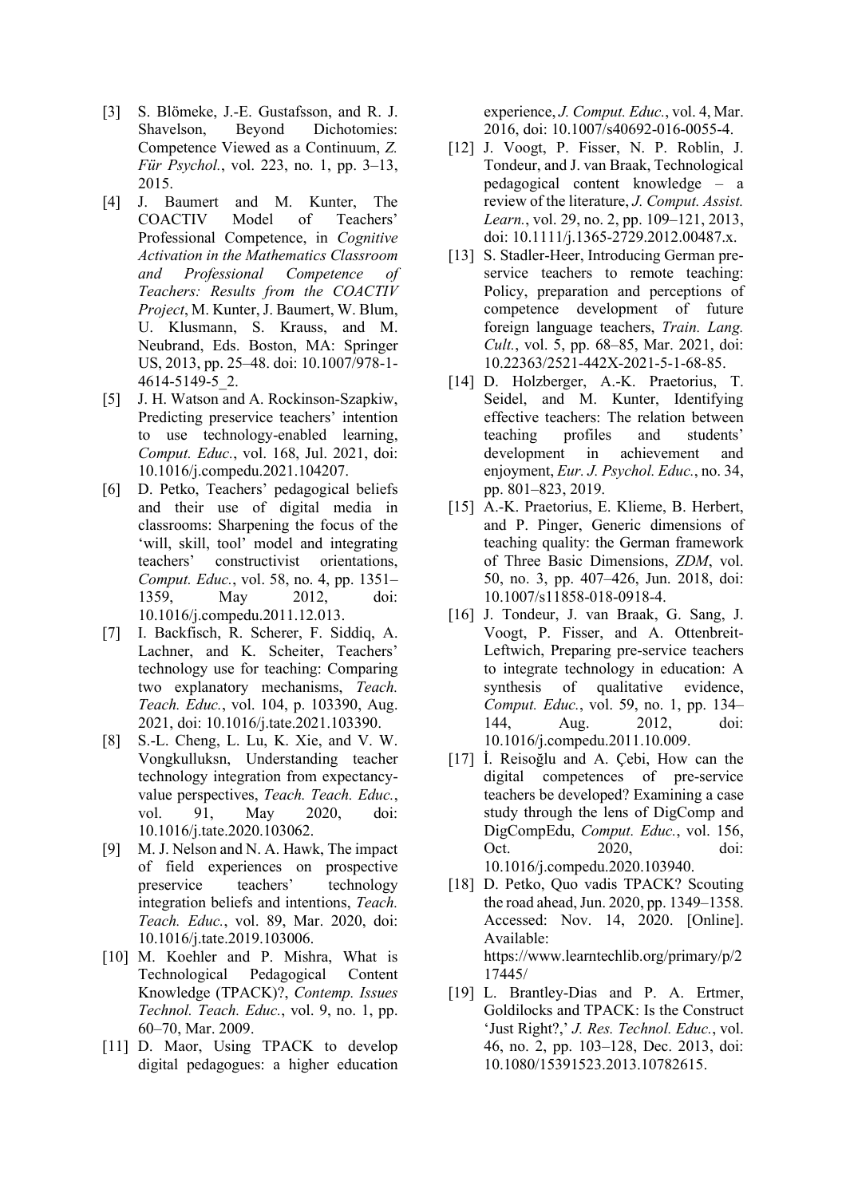[3] S. Blömeke, J.-E. Gustafsson, and R. J. Shavelson, Beyond Dichotomies: Competence Viewed as a Continuum, *Z. Für Psychol.*, vol. 223, no. 1, pp. 3–13, 2015.

[4] J. Baumert and M. Kunter, The COACTIV Model of Teachers' Professional Competence, in *Cognitive Activation in the Mathematics Classroom and Professional Competence of Teachers: Results from the COACTIV Project*, M. Kunter, J. Baumert, W. Blum, U. Klusmann, S. Krauss, and M. Neubrand, Eds. Boston, MA: Springer US, 2013, pp. 25–48. doi: 10.1007/978-1-4614-5149-5_2.

[5] J. H. Watson and A. Rockinson-Szapkiw, Predicting preservice teachers' intention to use technology-enabled learning, *Comput. Educ.*, vol. 168, Jul. 2021, doi: 10.1016/j.compedu.2021.104207.

[6] D. Petko, Teachers' pedagogical beliefs and their use of digital media in classrooms: Sharpening the focus of the 'will, skill, tool' model and integrating teachers' constructivist orientations, *Comput. Educ.*, vol. 58, no. 4, pp. 1351–1359, May 2012, doi: 10.1016/j.compedu.2011.12.013.

[7] I. Backfisch, R. Scherer, F. Siddiq, A. Lachner, and K. Scheiter, Teachers' technology use for teaching: Comparing two explanatory mechanisms, *Teach. Teach. Educ.*, vol. 104, p. 103390, Aug. 2021, doi: 10.1016/j.tate.2021.103390.

[8] S.-L. Cheng, L. Lu, K. Xie, and V. W. Vongkulluksn, Understanding teacher technology integration from expectancy-value perspectives, *Teach. Teach. Educ.*, vol. 91, May 2020, doi: 10.1016/j.tate.2020.103062.

[9] M. J. Nelson and N. A. Hawk, The impact of field experiences on prospective preservice teachers' technology integration beliefs and intentions, *Teach. Teach. Educ.*, vol. 89, Mar. 2020, doi: 10.1016/j.tate.2019.103006.

[10] M. Koehler and P. Mishra, What is Technological Pedagogical Content Knowledge (TPACK)?, *Contemp. Issues Technol. Teach. Educ.*, vol. 9, no. 1, pp. 60–70, Mar. 2009.

[11] D. Maor, Using TPACK to develop digital pedagogues: a higher education experience, *J. Comput. Educ.*, vol. 4, Mar. 2016, doi: 10.1007/s40692-016-0055-4.

[12] J. Voogt, P. Fisser, N. P. Roblin, J. Tondeur, and J. van Braak, Technological pedagogical content knowledge – a review of the literature, *J. Comput. Assist. Learn.*, vol. 29, no. 2, pp. 109–121, 2013, doi: 10.1111/j.1365-2729.2012.00487.x.

[13] S. Stadler-Heer, Introducing German pre-service teachers to remote teaching: Policy, preparation and perceptions of competence development of future foreign language teachers, *Train. Lang. Cult.*, vol. 5, pp. 68–85, Mar. 2021, doi: 10.22363/2521-442X-2021-5-1-68-85.

[14] D. Holzberger, A.-K. Praetorius, T. Seidel, and M. Kunter, Identifying effective teachers: The relation between teaching profiles and students' development in achievement and enjoyment, *Eur. J. Psychol. Educ.*, no. 34, pp. 801–823, 2019.

[15] A.-K. Praetorius, E. Klieme, B. Herbert, and P. Pinger, Generic dimensions of teaching quality: the German framework of Three Basic Dimensions, *ZDM*, vol. 50, no. 3, pp. 407–426, Jun. 2018, doi: 10.1007/s11858-018-0918-4.

[16] J. Tondeur, J. van Braak, G. Sang, J. Voogt, P. Fisser, and A. Ottenbreit-Leftwich, Preparing pre-service teachers to integrate technology in education: A synthesis of qualitative evidence, *Comput. Educ.*, vol. 59, no. 1, pp. 134–144, Aug. 2012, doi: 10.1016/j.compedu.2011.10.009.

[17] İ. Reisoğlu and A. Çebi, How can the digital competences of pre-service teachers be developed? Examining a case study through the lens of DigComp and DigCompEdu, *Comput. Educ.*, vol. 156, Oct. 2020, doi: 10.1016/j.compedu.2020.103940.

[18] D. Petko, Quo vadis TPACK? Scouting the road ahead, Jun. 2020, pp. 1349–1358. Accessed: Nov. 14, 2020. [Online]. Available: https://www.learntechlib.org/primary/p/217445/

[19] L. Brantley-Dias and P. A. Ertmer, Goldilocks and TPACK: Is the Construct 'Just Right?,' *J. Res. Technol. Educ.*, vol. 46, no. 2, pp. 103–128, Dec. 2013, doi: 10.1080/15391523.2013.10782615.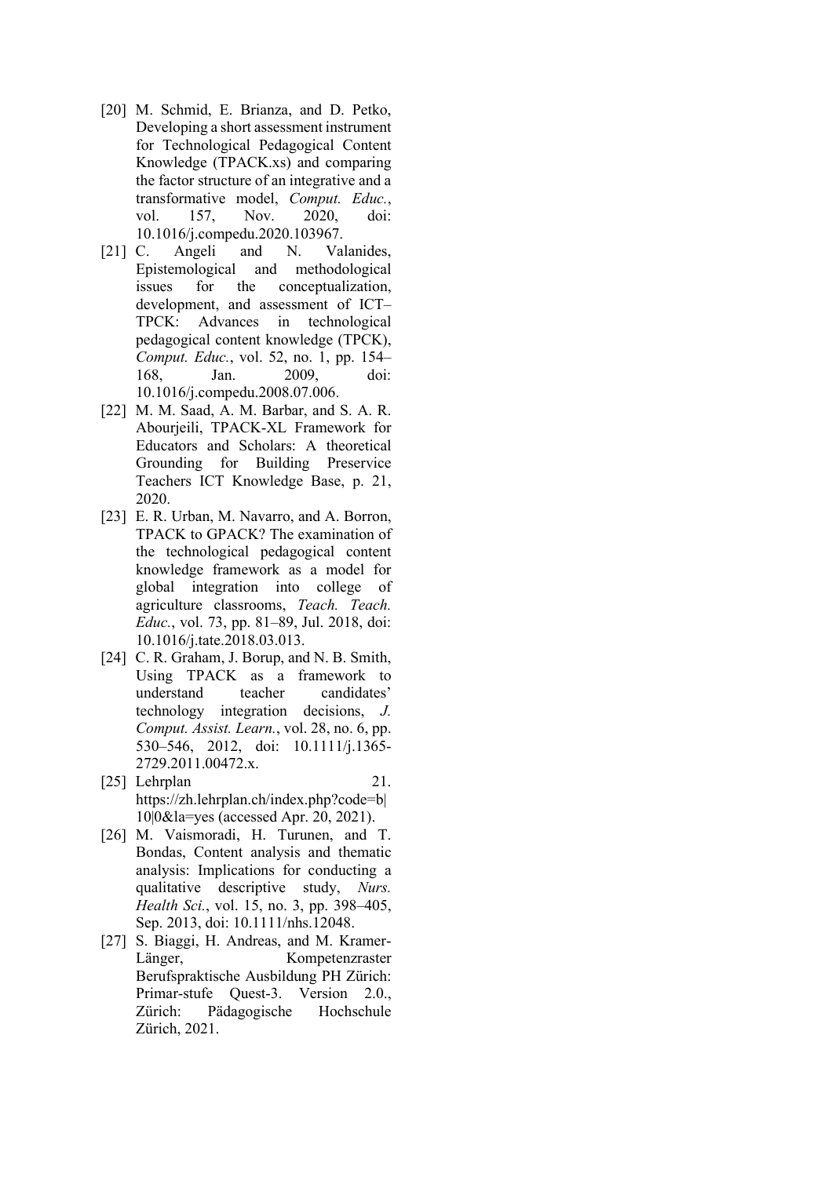[20] M. Schmid, E. Brianza, and D. Petko, Developing a short assessment instrument for Technological Pedagogical Content Knowledge (TPACK.xs) and comparing the factor structure of an integrative and a transformative model, *Comput. Educ.*, vol. 157, Nov. 2020, doi: 10.1016/j.compedu.2020.103967.

[21] C. Angeli and N. Valanides, Epistemological and methodological issues for the conceptualization, development, and assessment of ICT–TPCK: Advances in technological pedagogical content knowledge (TPCK), *Comput. Educ.*, vol. 52, no. 1, pp. 154–168, Jan. 2009, doi: 10.1016/j.compedu.2008.07.006.

[22] M. M. Saad, A. M. Barbar, and S. A. R. Abourjeili, TPACK-XL Framework for Educators and Scholars: A theoretical Grounding for Building Preservice Teachers ICT Knowledge Base, p. 21, 2020.

[23] E. R. Urban, M. Navarro, and A. Borron, TPACK to GPACK? The examination of the technological pedagogical content knowledge framework as a model for global integration into college of agriculture classrooms, *Teach. Teach. Educ.*, vol. 73, pp. 81–89, Jul. 2018, doi: 10.1016/j.tate.2018.03.013.

[24] C. R. Graham, J. Borup, and N. B. Smith, Using TPACK as a framework to understand teacher candidates' technology integration decisions, *J. Comput. Assist. Learn.*, vol. 28, no. 6, pp. 530–546, 2012, doi: 10.1111/j.1365-2729.2011.00472.x.

[25] Lehrplan 21. https://zh.lehrplan.ch/index.php?code=b|10|0&la=yes (accessed Apr. 20, 2021).

[26] M. Vaismoradi, H. Turunen, and T. Bondas, Content analysis and thematic analysis: Implications for conducting a qualitative descriptive study, *Nurs. Health Sci.*, vol. 15, no. 3, pp. 398–405, Sep. 2013, doi: 10.1111/nhs.12048.

[27] S. Biaggi, H. Andreas, and M. Kramer-Länger, Kompetenzraster Berufspraktische Ausbildung PH Zürich: Primar-stufe Quest-3. Version 2.0., Zürich: Pädagogische Hochschule Zürich, 2021.